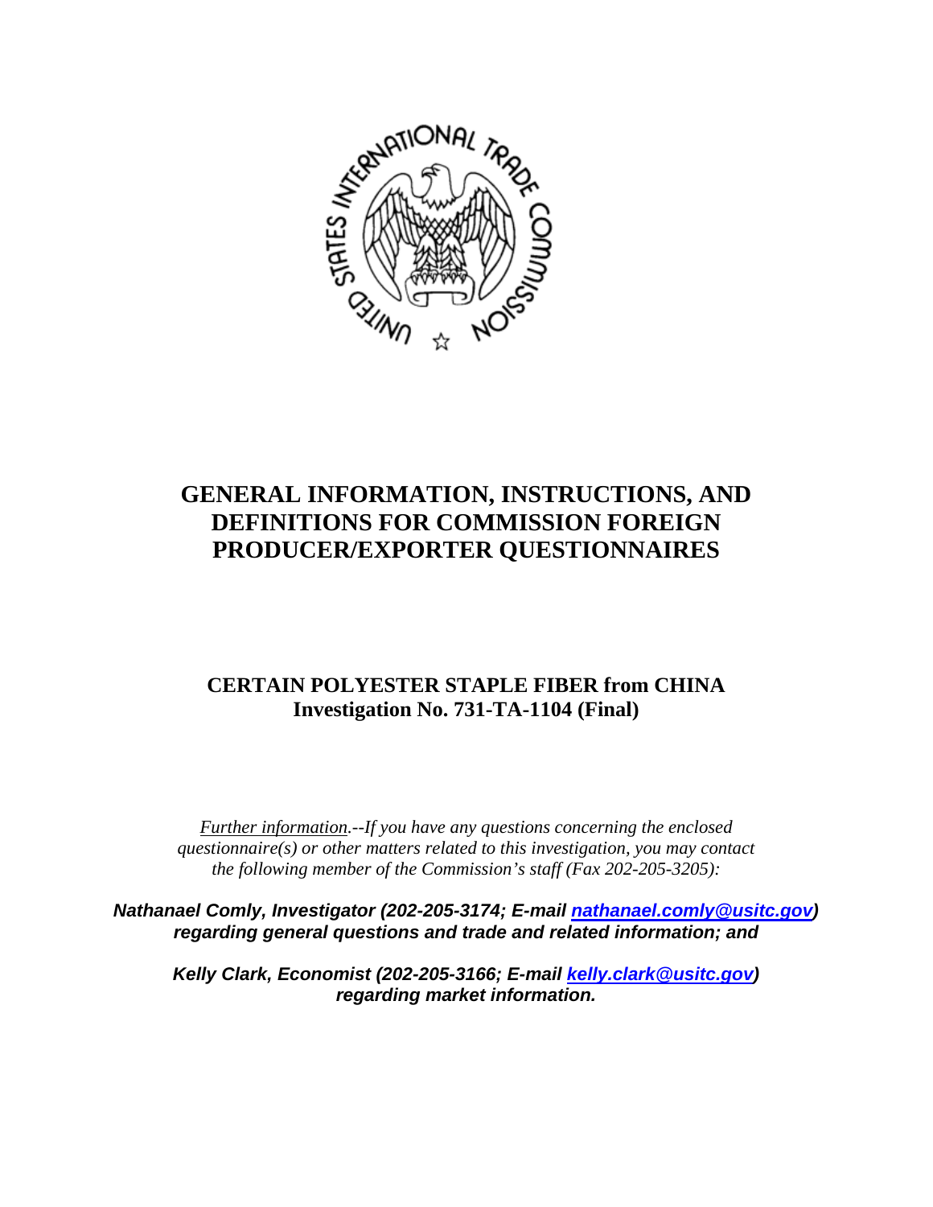# GENERAL INFORMATION, INSTRUCTIONS, AND DEFINITIONS FOR COMMISSION FOREIGN PRODUCER/EXPORTER QUESTIONNAIRES

## CERTAIN POLYESTER STAPLE FIBER from CHINA
## Investigation No. 731-TA-1104 (Final)

*Further information.--If you have any questions concerning the enclosed questionnaire(s) or other matters related to this investigation, you may contact the following member of the Commission's staff (Fax 202-205-3205):*

***Nathanael Comly, Investigator (202-205-3174; E-mail nathanael.comly@usitc.gov) regarding general questions and trade and related information; and***

***Kelly Clark, Economist (202-205-3166; E-mail kelly.clark@usitc.gov) regarding market information.***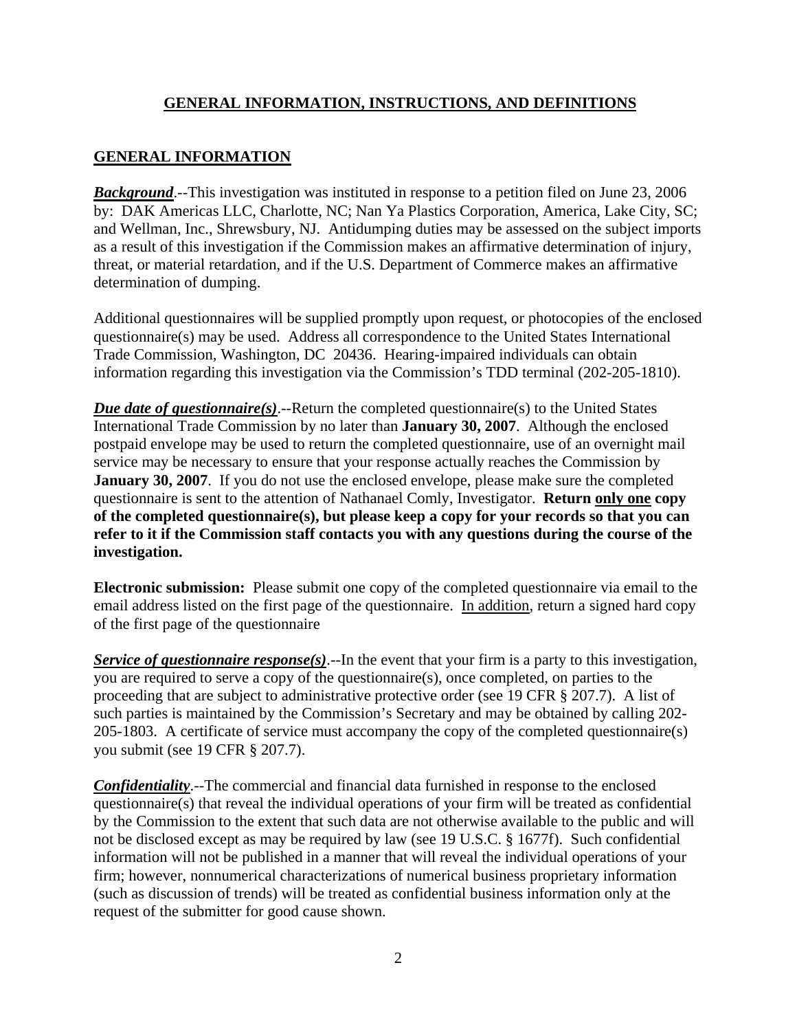# GENERAL INFORMATION, INSTRUCTIONS, AND DEFINITIONS

## GENERAL INFORMATION

***Background***.--This investigation was instituted in response to a petition filed on June 23, 2006 by: DAK Americas LLC, Charlotte, NC; Nan Ya Plastics Corporation, America, Lake City, SC; and Wellman, Inc., Shrewsbury, NJ. Antidumping duties may be assessed on the subject imports as a result of this investigation if the Commission makes an affirmative determination of injury, threat, or material retardation, and if the U.S. Department of Commerce makes an affirmative determination of dumping.

Additional questionnaires will be supplied promptly upon request, or photocopies of the enclosed questionnaire(s) may be used. Address all correspondence to the United States International Trade Commission, Washington, DC 20436. Hearing-impaired individuals can obtain information regarding this investigation via the Commission's TDD terminal (202-205-1810).

***Due date of questionnaire(s)***.--Return the completed questionnaire(s) to the United States International Trade Commission by no later than **January 30, 2007**. Although the enclosed postpaid envelope may be used to return the completed questionnaire, use of an overnight mail service may be necessary to ensure that your response actually reaches the Commission by **January 30, 2007**. If you do not use the enclosed envelope, please make sure the completed questionnaire is sent to the attention of Nathanael Comly, Investigator. **Return only one copy of the completed questionnaire(s), but please keep a copy for your records so that you can refer to it if the Commission staff contacts you with any questions during the course of the investigation.**

**Electronic submission:** Please submit one copy of the completed questionnaire via email to the email address listed on the first page of the questionnaire. In addition, return a signed hard copy of the first page of the questionnaire

***Service of questionnaire response(s)***.--In the event that your firm is a party to this investigation, you are required to serve a copy of the questionnaire(s), once completed, on parties to the proceeding that are subject to administrative protective order (see 19 CFR § 207.7). A list of such parties is maintained by the Commission's Secretary and may be obtained by calling 202-205-1803. A certificate of service must accompany the copy of the completed questionnaire(s) you submit (see 19 CFR § 207.7).

***Confidentiality***.--The commercial and financial data furnished in response to the enclosed questionnaire(s) that reveal the individual operations of your firm will be treated as confidential by the Commission to the extent that such data are not otherwise available to the public and will not be disclosed except as may be required by law (see 19 U.S.C. § 1677f). Such confidential information will not be published in a manner that will reveal the individual operations of your firm; however, nonnumerical characterizations of numerical business proprietary information (such as discussion of trends) will be treated as confidential business information only at the request of the submitter for good cause shown.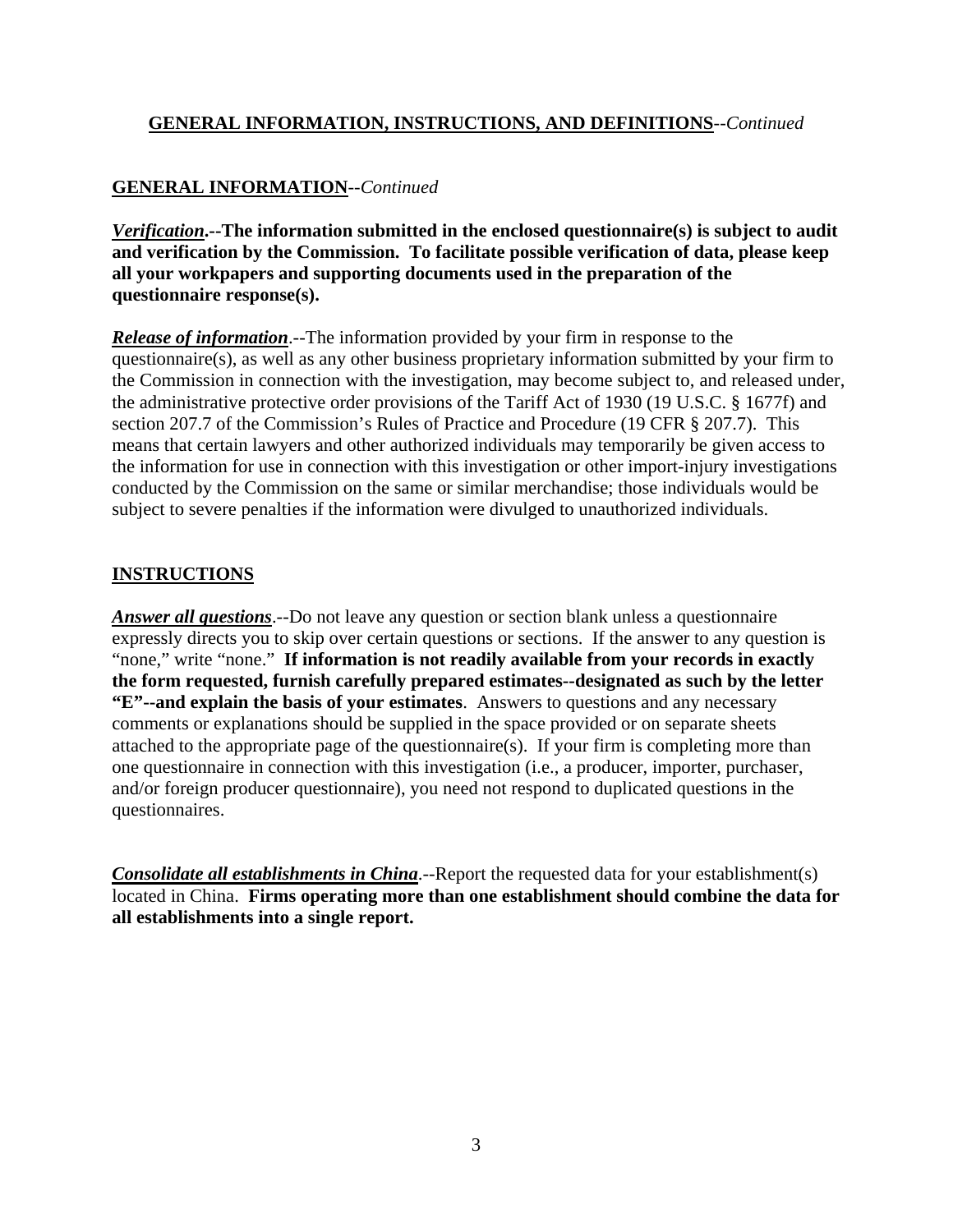## **GENERAL INFORMATION, INSTRUCTIONS, AND DEFINITIONS**--*Continued*

### **GENERAL INFORMATION**--*Continued*

***Verification*.--The information submitted in the enclosed questionnaire(s) is subject to audit and verification by the Commission. To facilitate possible verification of data, please keep all your workpapers and supporting documents used in the preparation of the questionnaire response(s).**

***Release of information***.--The information provided by your firm in response to the questionnaire(s), as well as any other business proprietary information submitted by your firm to the Commission in connection with the investigation, may become subject to, and released under, the administrative protective order provisions of the Tariff Act of 1930 (19 U.S.C. § 1677f) and section 207.7 of the Commission's Rules of Practice and Procedure (19 CFR § 207.7). This means that certain lawyers and other authorized individuals may temporarily be given access to the information for use in connection with this investigation or other import-injury investigations conducted by the Commission on the same or similar merchandise; those individuals would be subject to severe penalties if the information were divulged to unauthorized individuals.

### **INSTRUCTIONS**

***Answer all questions***.--Do not leave any question or section blank unless a questionnaire expressly directs you to skip over certain questions or sections. If the answer to any question is "none," write "none." **If information is not readily available from your records in exactly the form requested, furnish carefully prepared estimates--designated as such by the letter "E"--and explain the basis of your estimates**. Answers to questions and any necessary comments or explanations should be supplied in the space provided or on separate sheets attached to the appropriate page of the questionnaire(s). If your firm is completing more than one questionnaire in connection with this investigation (i.e., a producer, importer, purchaser, and/or foreign producer questionnaire), you need not respond to duplicated questions in the questionnaires.

***Consolidate all establishments in China***.--Report the requested data for your establishment(s) located in China. **Firms operating more than one establishment should combine the data for all establishments into a single report.**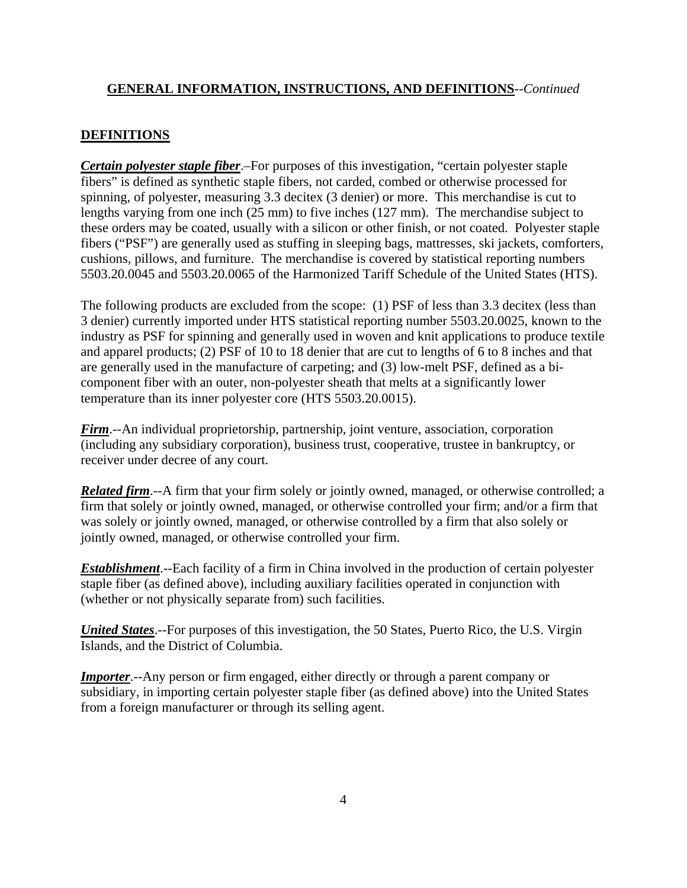## GENERAL INFORMATION, INSTRUCTIONS, AND DEFINITIONS--*Continued*

## DEFINITIONS

***Certain polyester staple fiber***.–For purposes of this investigation, "certain polyester staple fibers" is defined as synthetic staple fibers, not carded, combed or otherwise processed for spinning, of polyester, measuring 3.3 decitex (3 denier) or more. This merchandise is cut to lengths varying from one inch (25 mm) to five inches (127 mm). The merchandise subject to these orders may be coated, usually with a silicon or other finish, or not coated. Polyester staple fibers ("PSF") are generally used as stuffing in sleeping bags, mattresses, ski jackets, comforters, cushions, pillows, and furniture. The merchandise is covered by statistical reporting numbers 5503.20.0045 and 5503.20.0065 of the Harmonized Tariff Schedule of the United States (HTS).

The following products are excluded from the scope: (1) PSF of less than 3.3 decitex (less than 3 denier) currently imported under HTS statistical reporting number 5503.20.0025, known to the industry as PSF for spinning and generally used in woven and knit applications to produce textile and apparel products; (2) PSF of 10 to 18 denier that are cut to lengths of 6 to 8 inches and that are generally used in the manufacture of carpeting; and (3) low-melt PSF, defined as a bi-component fiber with an outer, non-polyester sheath that melts at a significantly lower temperature than its inner polyester core (HTS 5503.20.0015).

***Firm***.--An individual proprietorship, partnership, joint venture, association, corporation (including any subsidiary corporation), business trust, cooperative, trustee in bankruptcy, or receiver under decree of any court.

***Related firm***.--A firm that your firm solely or jointly owned, managed, or otherwise controlled; a firm that solely or jointly owned, managed, or otherwise controlled your firm; and/or a firm that was solely or jointly owned, managed, or otherwise controlled by a firm that also solely or jointly owned, managed, or otherwise controlled your firm.

***Establishment***.--Each facility of a firm in China involved in the production of certain polyester staple fiber (as defined above), including auxiliary facilities operated in conjunction with (whether or not physically separate from) such facilities.

***United States***.--For purposes of this investigation, the 50 States, Puerto Rico, the U.S. Virgin Islands, and the District of Columbia.

***Importer***.--Any person or firm engaged, either directly or through a parent company or subsidiary, in importing certain polyester staple fiber (as defined above) into the United States from a foreign manufacturer or through its selling agent.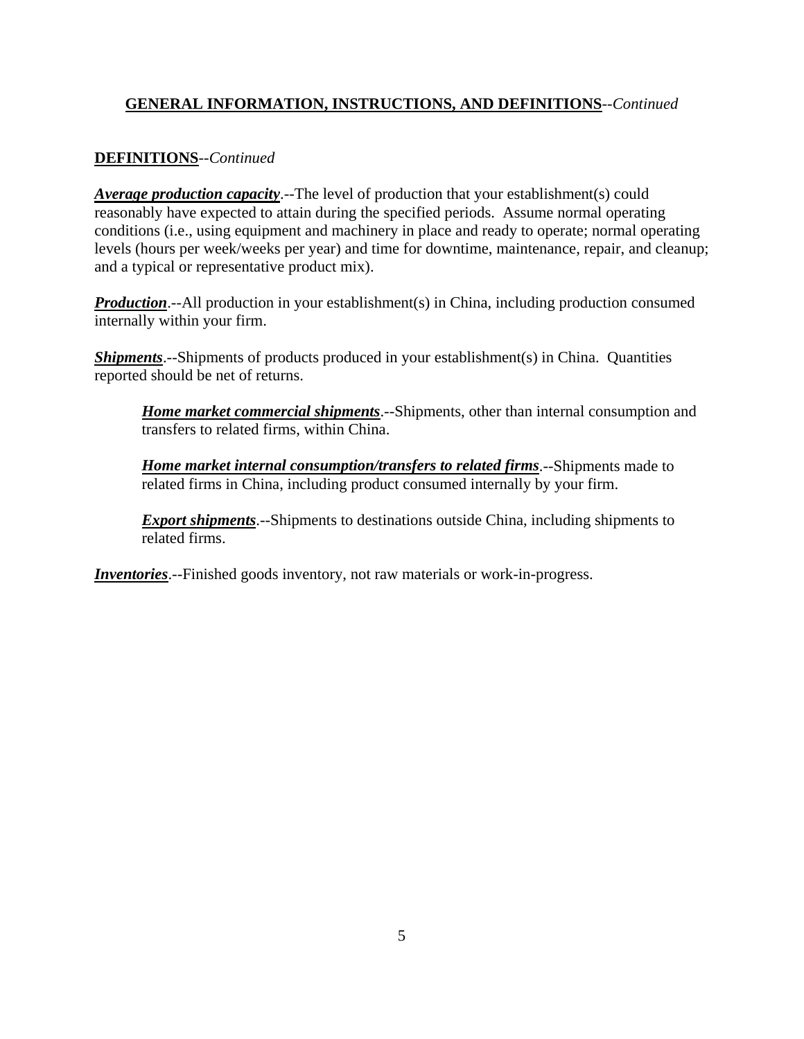## GENERAL INFORMATION, INSTRUCTIONS, AND DEFINITIONS--*Continued*

### DEFINITIONS--*Continued*

***Average production capacity***.--The level of production that your establishment(s) could reasonably have expected to attain during the specified periods. Assume normal operating conditions (i.e., using equipment and machinery in place and ready to operate; normal operating levels (hours per week/weeks per year) and time for downtime, maintenance, repair, and cleanup; and a typical or representative product mix).

***Production***.--All production in your establishment(s) in China, including production consumed internally within your firm.

***Shipments***.--Shipments of products produced in your establishment(s) in China. Quantities reported should be net of returns.

> ***Home market commercial shipments***.--Shipments, other than internal consumption and transfers to related firms, within China.
>
> ***Home market internal consumption/transfers to related firms***.--Shipments made to related firms in China, including product consumed internally by your firm.
>
> ***Export shipments***.--Shipments to destinations outside China, including shipments to related firms.

***Inventories***.--Finished goods inventory, not raw materials or work-in-progress.